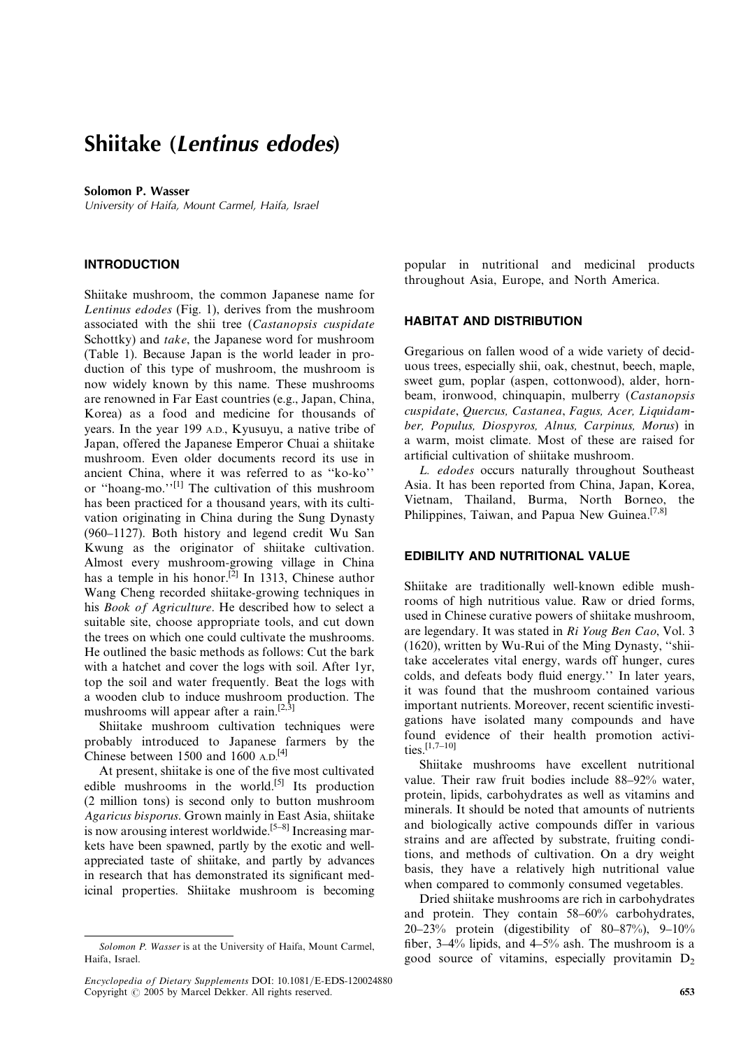# Shiitake (*Lentinus edodes*)

**Solomon P. Wasser**

*University of Haifa, Mount Carmel, Haifa, Israel*

## INTRODUCTION

Shiitake mushroom, the common Japanese name for *Lentinus edodes* (Fig. 1), derives from the mushroom associated with the shii tree (*Castanopsis cuspidate* Schottky) and *take*, the Japanese word for mushroom (Table 1). Because Japan is the world leader in production of this type of mushroom, the mushroom is now widely known by this name. These mushrooms are renowned in Far East countries (e.g., Japan, China, Korea) as a food and medicine for thousands of years. In the year 199 A.D., Kyusuyu, a native tribe of Japan, offered the Japanese Emperor Chuai a shiitake mushroom. Even older documents record its use in ancient China, where it was referred to as "ko-ko" or "hoang-mo."[1] The cultivation of this mushroom has been practiced for a thousand years, with its cultivation originating in China during the Sung Dynasty (960–1127). Both history and legend credit Wu San Kwung as the originator of shiitake cultivation. Almost every mushroom-growing village in China has a temple in his honor.[2] In 1313, Chinese author Wang Cheng recorded shiitake-growing techniques in his *Book of Agriculture*. He described how to select a suitable site, choose appropriate tools, and cut down the trees on which one could cultivate the mushrooms. He outlined the basic methods as follows: Cut the bark with a hatchet and cover the logs with soil. After 1yr, top the soil and water frequently. Beat the logs with a wooden club to induce mushroom production. The mushrooms will appear after a rain.[2,3]

Shiitake mushroom cultivation techniques were probably introduced to Japanese farmers by the Chinese between 1500 and 1600 A.D.[4]

At present, shiitake is one of the five most cultivated edible mushrooms in the world.[5] Its production (2 million tons) is second only to button mushroom *Agaricus bisporus*. Grown mainly in East Asia, shiitake is now arousing interest worldwide.[5–8] Increasing markets have been spawned, partly by the exotic and well-appreciated taste of shiitake, and partly by advances in research that has demonstrated its significant medicinal properties. Shiitake mushroom is becoming popular in nutritional and medicinal products throughout Asia, Europe, and North America.

*Solomon P. Wasser* is at the University of Haifa, Mount Carmel, Haifa, Israel.

## HABITAT AND DISTRIBUTION

Gregarious on fallen wood of a wide variety of deciduous trees, especially shii, oak, chestnut, beech, maple, sweet gum, poplar (aspen, cottonwood), alder, hornbeam, ironwood, chinquapin, mulberry (*Castanopsis cuspidate*, *Quercus, Castanea, Fagus, Acer, Liquidamber, Populus, Diospyros, Alnus, Carpinus, Morus*) in a warm, moist climate. Most of these are raised for artificial cultivation of shiitake mushroom.

*L. edodes* occurs naturally throughout Southeast Asia. It has been reported from China, Japan, Korea, Vietnam, Thailand, Burma, North Borneo, the Philippines, Taiwan, and Papua New Guinea.[7,8]

## EDIBILITY AND NUTRITIONAL VALUE

Shiitake are traditionally well-known edible mushrooms of high nutritious value. Raw or dried forms, used in Chinese curative powers of shiitake mushroom, are legendary. It was stated in *Ri Youg Ben Cao*, Vol. 3 (1620), written by Wu-Rui of the Ming Dynasty, "shiitake accelerates vital energy, wards off hunger, cures colds, and defeats body fluid energy." In later years, it was found that the mushroom contained various important nutrients. Moreover, recent scientific investigations have isolated many compounds and have found evidence of their health promotion activities.[1,7–10]

Shiitake mushrooms have excellent nutritional value. Their raw fruit bodies include 88–92% water, protein, lipids, carbohydrates as well as vitamins and minerals. It should be noted that amounts of nutrients and biologically active compounds differ in various strains and are affected by substrate, fruiting conditions, and methods of cultivation. On a dry weight basis, they have a relatively high nutritional value when compared to commonly consumed vegetables.

Dried shiitake mushrooms are rich in carbohydrates and protein. They contain 58–60% carbohydrates, 20–23% protein (digestibility of 80–87%), 9–10% fiber, 3–4% lipids, and 4–5% ash. The mushroom is a good source of vitamins, especially provitamin $D_2$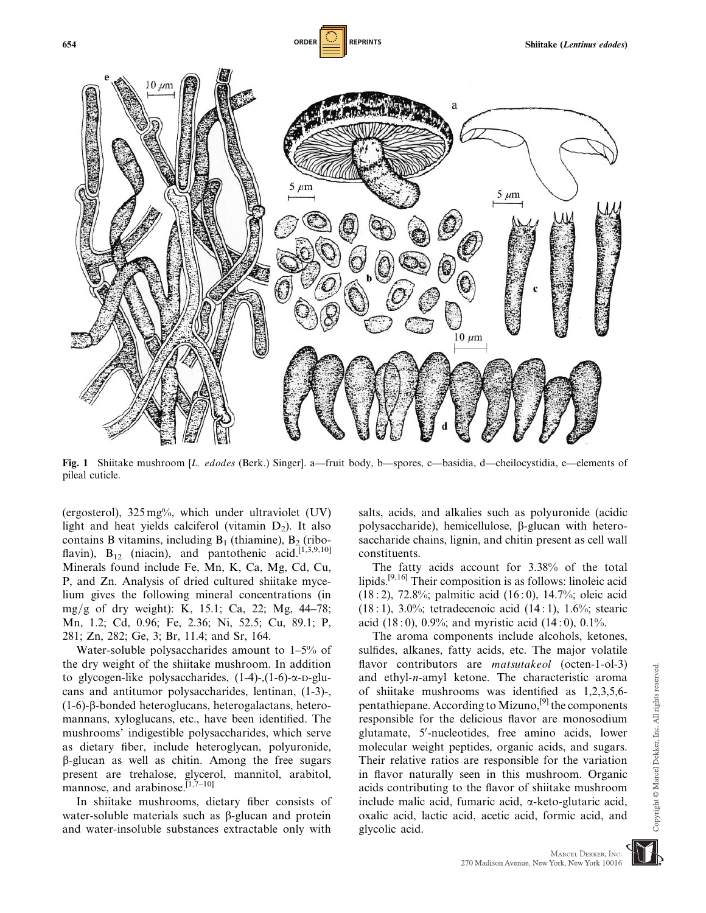Fig. 1 Shiitake mushroom [*L. edodes* (Berk.) Singer]. a—fruit body, b—spores, c—basidia, d—cheilocystidia, e—elements of pileal cuticle.

(ergosterol), 325 mg%, which under ultraviolet (UV) light and heat yields calciferol (vitamin $D_2$). It also contains B vitamins, including $B_1$ (thiamine), $B_2$ (riboflavin), $B_{12}$ (niacin), and pantothenic acid.[1,3,9,10] Minerals found include Fe, Mn, K, Ca, Mg, Cd, Cu, P, and Zn. Analysis of dried cultured shiitake mycelium gives the following mineral concentrations (in mg/g of dry weight): K, 15.1; Ca, 22; Mg, 44–78; Mn, 1.2; Cd, 0.96; Fe, 2.36; Ni, 52.5; Cu, 89.1; P, 281; Zn, 282; Ge, 3; Br, 11.4; and Sr, 164.

Water-soluble polysaccharides amount to 1–5% of the dry weight of the shiitake mushroom. In addition to glycogen-like polysaccharides, (1-4)-,(1-6)-α-D-glucans and antitumor polysaccharides, lentinan, (1-3)-, (1-6)-β-bonded heteroglucans, heterogalactans, heteromannans, xyloglucans, etc., have been identified. The mushrooms' indigestible polysaccharides, which serve as dietary fiber, include heteroglycan, polyuronide, β-glucan as well as chitin. Among the free sugars present are trehalose, glycerol, mannitol, arabitol, mannose, and arabinose.[1,7–10]

In shiitake mushrooms, dietary fiber consists of water-soluble materials such as β-glucan and protein and water-insoluble substances extractable only with salts, acids, and alkalies such as polyuronide (acidic polysaccharide), hemicellulose, β-glucan with heterosaccharide chains, lignin, and chitin present as cell wall constituents.

The fatty acids account for 3.38% of the total lipids.[9,16] Their composition is as follows: linoleic acid (18 : 2), 72.8%; palmitic acid (16 : 0), 14.7%; oleic acid (18 : 1), 3.0%; tetradecenoic acid (14 : 1), 1.6%; stearic acid (18 : 0), 0.9%; and myristic acid (14 : 0), 0.1%.

The aroma components include alcohols, ketones, sulfides, alkanes, fatty acids, etc. The major volatile flavor contributors are *matsutakeol* (octen-1-ol-3) and ethyl-*n*-amyl ketone. The characteristic aroma of shiitake mushrooms was identified as 1,2,3,5,6-pentathiepane. According to Mizuno,[9] the components responsible for the delicious flavor are monosodium glutamate, 5′-nucleotides, free amino acids, lower molecular weight peptides, organic acids, and sugars. Their relative ratios are responsible for the variation in flavor naturally seen in this mushroom. Organic acids contributing to the flavor of shiitake mushroom include malic acid, fumaric acid, α-keto-glutaric acid, oxalic acid, lactic acid, acetic acid, formic acid, and glycolic acid.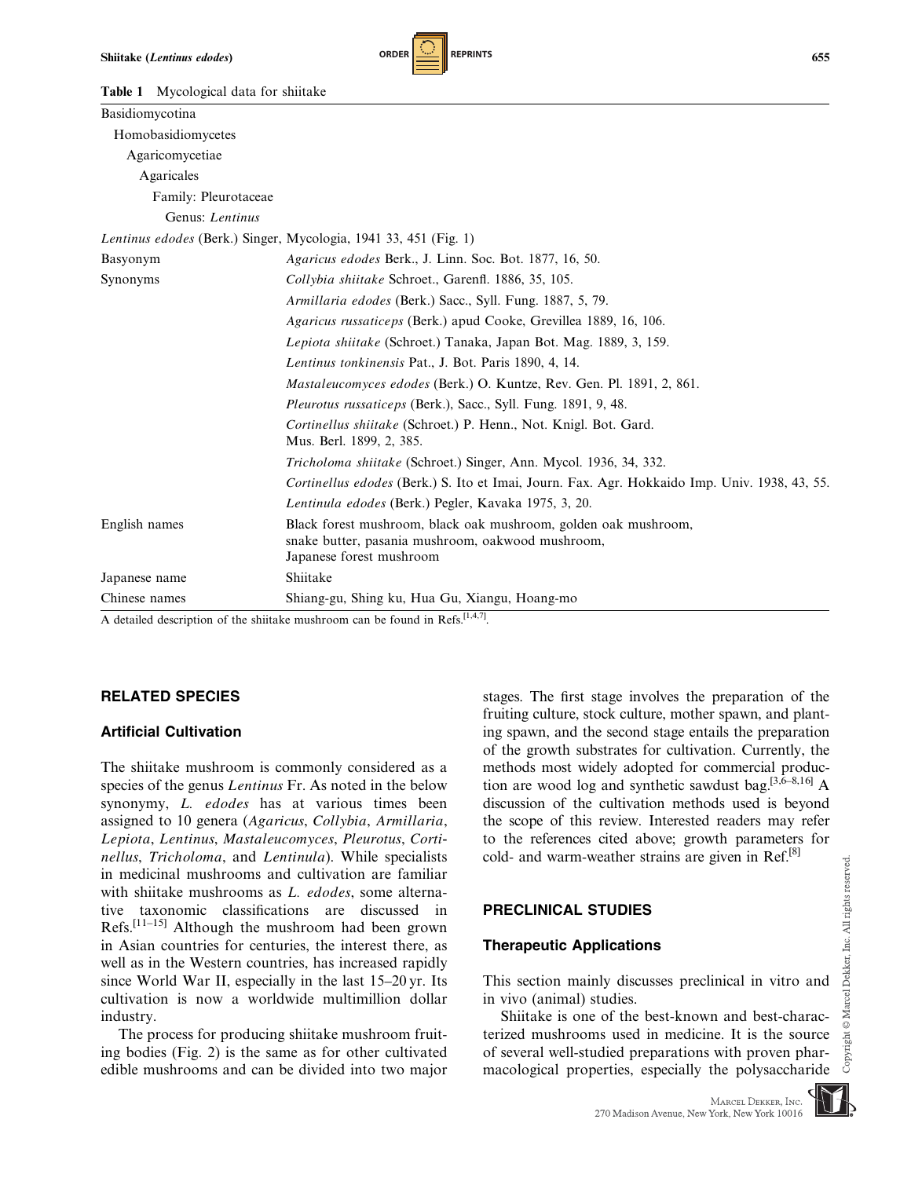**Table 1** Mycological data for shiitake

| | |
|---|---|
| Basidiomycotina | |
| Homobasidiomycetes | |
| Agaricomycetiae | |
| Agaricales | |
| Family: Pleurotaceae | |
| Genus: *Lentinus* | |
| *Lentinus edodes* (Berk.) Singer, Mycologia, 1941 33, 451 (Fig. 1) | |
| Basyonym | *Agaricus edodes* Berk., J. Linn. Soc. Bot. 1877, 16, 50. |
| Synonyms | *Collybia shiitake* Schroet., Garenfl. 1886, 35, 105. |
| | *Armillaria edodes* (Berk.) Sacc., Syll. Fung. 1887, 5, 79. |
| | *Agaricus russaticeps* (Berk.) apud Cooke, Grevillea 1889, 16, 106. |
| | *Lepiota shiitake* (Schroet.) Tanaka, Japan Bot. Mag. 1889, 3, 159. |
| | *Lentinus tonkinensis* Pat., J. Bot. Paris 1890, 4, 14. |
| | *Mastaleucomyces edodes* (Berk.) O. Kuntze, Rev. Gen. Pl. 1891, 2, 861. |
| | *Pleurotus russaticeps* (Berk.), Sacc., Syll. Fung. 1891, 9, 48. |
| | *Cortinellus shiitake* (Schroet.) P. Henn., Not. Knigl. Bot. Gard. Mus. Berl. 1899, 2, 385. |
| | *Tricholoma shiitake* (Schroet.) Singer, Ann. Mycol. 1936, 34, 332. |
| | *Cortinellus edodes* (Berk.) S. Ito et Imai, Journ. Fax. Agr. Hokkaido Imp. Univ. 1938, 43, 55. |
| | *Lentinula edodes* (Berk.) Pegler, Kavaka 1975, 3, 20. |
| English names | Black forest mushroom, black oak mushroom, golden oak mushroom, snake butter, pasania mushroom, oakwood mushroom, Japanese forest mushroom |
| Japanese name | Shiitake |
| Chinese names | Shiang-gu, Shing ku, Hua Gu, Xiangu, Hoang-mo |

A detailed description of the shiitake mushroom can be found in Refs.[1,4,7].

## RELATED SPECIES

### Artificial Cultivation

The shiitake mushroom is commonly considered as a species of the genus *Lentinus* Fr. As noted in the below synonymy, *L. edodes* has at various times been assigned to 10 genera (*Agaricus*, *Collybia*, *Armillaria*, *Lepiota*, *Lentinus*, *Mastaleucomyces*, *Pleurotus*, *Cortinellus*, *Tricholoma*, and *Lentinula*). While specialists in medicinal mushrooms and cultivation are familiar with shiitake mushrooms as *L. edodes*, some alternative taxonomic classifications are discussed in Refs.[11–15] Although the mushroom had been grown in Asian countries for centuries, the interest there, as well as in the Western countries, has increased rapidly since World War II, especially in the last 15–20 yr. Its cultivation is now a worldwide multimillion dollar industry.

The process for producing shiitake mushroom fruiting bodies (Fig. 2) is the same as for other cultivated edible mushrooms and can be divided into two major stages. The first stage involves the preparation of the fruiting culture, stock culture, mother spawn, and planting spawn, and the second stage entails the preparation of the growth substrates for cultivation. Currently, the methods most widely adopted for commercial production are wood log and synthetic sawdust bag.[3,6–8,16] A discussion of the cultivation methods used is beyond the scope of this review. Interested readers may refer to the references cited above; growth parameters for cold- and warm-weather strains are given in Ref.[8]

## PRECLINICAL STUDIES

### Therapeutic Applications

This section mainly discusses preclinical in vitro and in vivo (animal) studies.

Shiitake is one of the best-known and best-characterized mushrooms used in medicine. It is the source of several well-studied preparations with proven pharmacological properties, especially the polysaccharide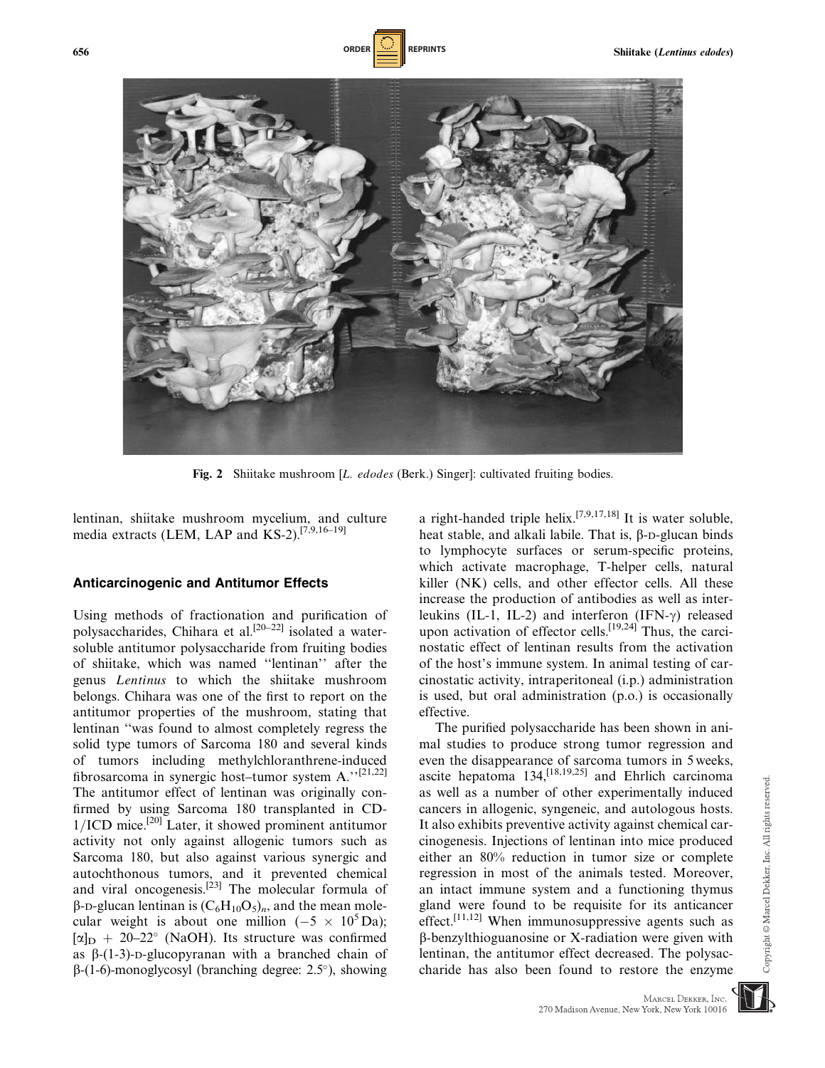Fig. 2 Shiitake mushroom [*L. edodes* (Berk.) Singer]: cultivated fruiting bodies.

lentinan, shiitake mushroom mycelium, and culture media extracts (LEM, LAP and KS-2).[7,9,16–19]

### Anticarcinogenic and Antitumor Effects

Using methods of fractionation and purification of polysaccharides, Chihara et al.[20–22] isolated a water-soluble antitumor polysaccharide from fruiting bodies of shiitake, which was named ''lentinan'' after the genus *Lentinus* to which the shiitake mushroom belongs. Chihara was one of the first to report on the antitumor properties of the mushroom, stating that lentinan ''was found to almost completely regress the solid type tumors of Sarcoma 180 and several kinds of tumors including methylchloranthrene-induced fibrosarcoma in synergic host–tumor system A.''[21,22] The antitumor effect of lentinan was originally confirmed by using Sarcoma 180 transplanted in CD-1/ICD mice.[20] Later, it showed prominent antitumor activity not only against allogenic tumors such as Sarcoma 180, but also against various synergic and autochthonous tumors, and it prevented chemical and viral oncogenesis.[23] The molecular formula of β-D-glucan lentinan is $(C_6H_{10}O_5)_n$, and the mean molecular weight is about one million ($-5 \times 10^5$ Da); $[\alpha]_D + 20$–$22°$ (NaOH). Its structure was confirmed as β-(1-3)-D-glucopyranan with a branched chain of β-(1-6)-monoglycosyl (branching degree: 2.5°), showing a right-handed triple helix.[7,9,17,18] It is water soluble, heat stable, and alkali labile. That is, β-D-glucan binds to lymphocyte surfaces or serum-specific proteins, which activate macrophage, T-helper cells, natural killer (NK) cells, and other effector cells. All these increase the production of antibodies as well as interleukins (IL-1, IL-2) and interferon (IFN-γ) released upon activation of effector cells.[19,24] Thus, the carcinostatic effect of lentinan results from the activation of the host's immune system. In animal testing of carcinostatic activity, intraperitoneal (i.p.) administration is used, but oral administration (p.o.) is occasionally effective.

The purified polysaccharide has been shown in animal studies to produce strong tumor regression and even the disappearance of sarcoma tumors in 5 weeks, ascite hepatoma 134,[18,19,25] and Ehrlich carcinoma as well as a number of other experimentally induced cancers in allogenic, syngeneic, and autologous hosts. It also exhibits preventive activity against chemical carcinogenesis. Injections of lentinan into mice produced either an 80% reduction in tumor size or complete regression in most of the animals tested. Moreover, an intact immune system and a functioning thymus gland were found to be requisite for its anticancer effect.[11,12] When immunosuppressive agents such as β-benzylthioguanosine or X-radiation were given with lentinan, the antitumor effect decreased. The polysaccharide has also been found to restore the enzyme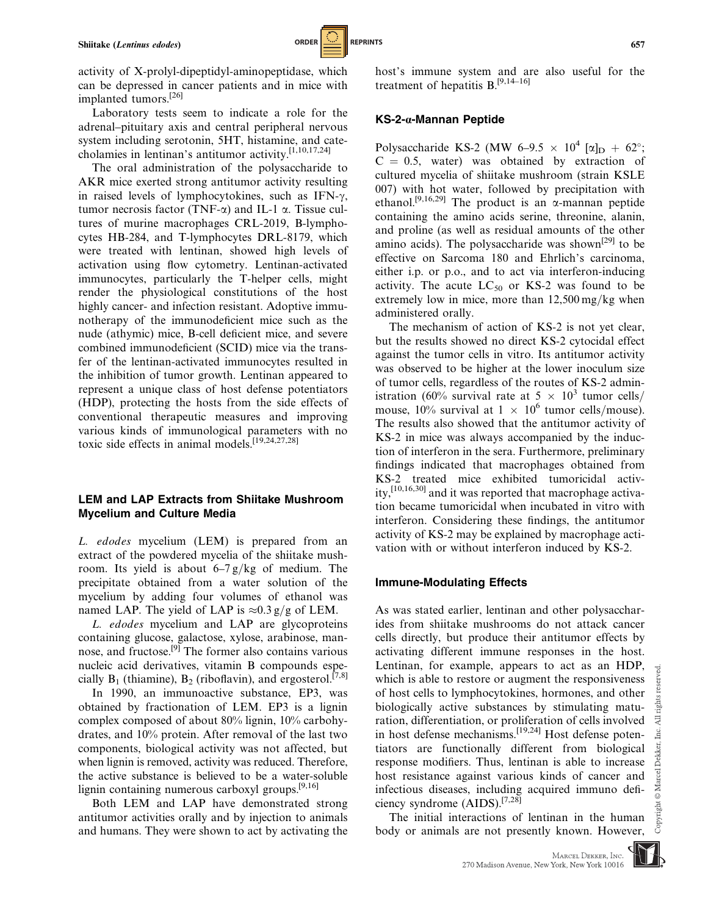activity of X-prolyl-dipeptidyl-aminopeptidase, which can be depressed in cancer patients and in mice with implanted tumors.[26]

Laboratory tests seem to indicate a role for the adrenal–pituitary axis and central peripheral nervous system including serotonin, 5HT, histamine, and catecholamies in lentinan's antitumor activity.[1,10,17,24]

The oral administration of the polysaccharide to AKR mice exerted strong antitumor activity resulting in raised levels of lymphocytokines, such as IFN-$\gamma$, tumor necrosis factor (TNF-$\alpha$) and IL-1 $\alpha$. Tissue cultures of murine macrophages CRL-2019, B-lymphocytes HB-284, and T-lymphocytes DRL-8179, which were treated with lentinan, showed high levels of activation using flow cytometry. Lentinan-activated immunocytes, particularly the T-helper cells, might render the physiological constitutions of the host highly cancer- and infection resistant. Adoptive immunotherapy of the immunodeficient mice such as the nude (athymic) mice, B-cell deficient mice, and severe combined immunodeficient (SCID) mice via the transfer of the lentinan-activated immunocytes resulted in the inhibition of tumor growth. Lentinan appeared to represent a unique class of host defense potentiators (HDP), protecting the hosts from the side effects of conventional therapeutic measures and improving various kinds of immunological parameters with no toxic side effects in animal models.[19,24,27,28]

### LEM and LAP Extracts from Shiitake Mushroom Mycelium and Culture Media

*L. edodes* mycelium (LEM) is prepared from an extract of the powdered mycelia of the shiitake mushroom. Its yield is about 6–7 g/kg of medium. The precipitate obtained from a water solution of the mycelium by adding four volumes of ethanol was named LAP. The yield of LAP is $\approx$0.3 g/g of LEM.

*L. edodes* mycelium and LAP are glycoproteins containing glucose, galactose, xylose, arabinose, mannose, and fructose.[9] The former also contains various nucleic acid derivatives, vitamin B compounds especially $B_1$ (thiamine), $B_2$ (riboflavin), and ergosterol.[7,8]

In 1990, an immunoactive substance, EP3, was obtained by fractionation of LEM. EP3 is a lignin complex composed of about 80% lignin, 10% carbohydrates, and 10% protein. After removal of the last two components, biological activity was not affected, but when lignin is removed, activity was reduced. Therefore, the active substance is believed to be a water-soluble lignin containing numerous carboxyl groups.[9,16]

Both LEM and LAP have demonstrated strong antitumor activities orally and by injection to animals and humans. They were shown to act by activating the host's immune system and are also useful for the treatment of hepatitis B.[9,14–16]

### KS-2-$\alpha$-Mannan Peptide

Polysaccharide KS-2 (MW 6–9.5 $\times$ $10^4$ $[\alpha]_D$ + 62°; C = 0.5, water) was obtained by extraction of cultured mycelia of shiitake mushroom (strain KSLE 007) with hot water, followed by precipitation with ethanol.[9,16,29] The product is an $\alpha$-mannan peptide containing the amino acids serine, threonine, alanin, and proline (as well as residual amounts of the other amino acids). The polysaccharide was shown[29] to be effective on Sarcoma 180 and Ehrlich's carcinoma, either i.p. or p.o., and to act via interferon-inducing activity. The acute $LC_{50}$ or KS-2 was found to be extremely low in mice, more than 12,500 mg/kg when administered orally.

The mechanism of action of KS-2 is not yet clear, but the results showed no direct KS-2 cytocidal effect against the tumor cells in vitro. Its antitumor activity was observed to be higher at the lower inoculum size of tumor cells, regardless of the routes of KS-2 administration (60% survival rate at 5 $\times$ $10^3$ tumor cells/mouse, 10% survival at 1 $\times$ $10^6$ tumor cells/mouse). The results also showed that the antitumor activity of KS-2 in mice was always accompanied by the induction of interferon in the sera. Furthermore, preliminary findings indicated that macrophages obtained from KS-2 treated mice exhibited tumoricidal activity,[10,16,30] and it was reported that macrophage activation became tumoricidal when incubated in vitro with interferon. Considering these findings, the antitumor activity of KS-2 may be explained by macrophage activation with or without interferon induced by KS-2.

### Immune-Modulating Effects

As was stated earlier, lentinan and other polysaccharides from shiitake mushrooms do not attack cancer cells directly, but produce their antitumor effects by activating different immune responses in the host. Lentinan, for example, appears to act as an HDP, which is able to restore or augment the responsiveness of host cells to lymphocytokines, hormones, and other biologically active substances by stimulating maturation, differentiation, or proliferation of cells involved in host defense mechanisms.[19,24] Host defense potentiators are functionally different from biological response modifiers. Thus, lentinan is able to increase host resistance against various kinds of cancer and infectious diseases, including acquired immuno deficiency syndrome (AIDS).[7,28]

The initial interactions of lentinan in the human body or animals are not presently known. However,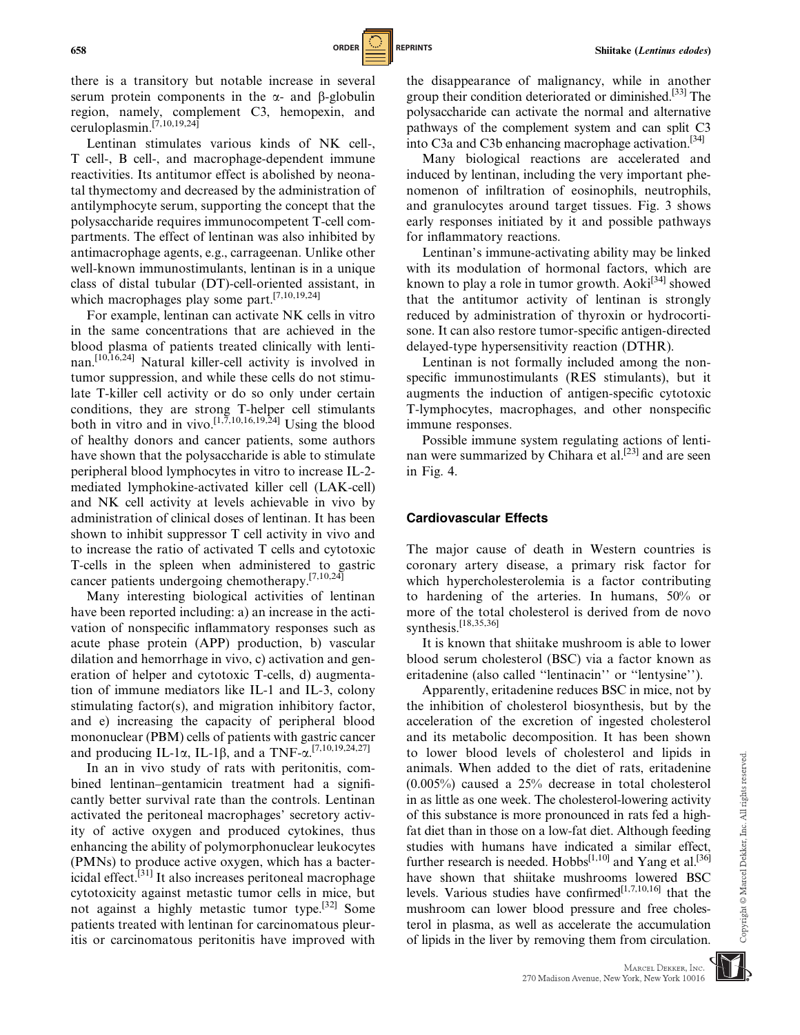there is a transitory but notable increase in several serum protein components in the $\alpha$- and $\beta$-globulin region, namely, complement C3, hemopexin, and ceruloplasmin.[7,10,19,24]

Lentinan stimulates various kinds of NK cell-, T cell-, B cell-, and macrophage-dependent immune reactivities. Its antitumor effect is abolished by neonatal thymectomy and decreased by the administration of antilymphocyte serum, supporting the concept that the polysaccharide requires immunocompetent T-cell compartments. The effect of lentinan was also inhibited by antimacrophage agents, e.g., carrageenan. Unlike other well-known immunostimulants, lentinan is in a unique class of distal tubular (DT)-cell-oriented assistant, in which macrophages play some part.[7,10,19,24]

For example, lentinan can activate NK cells in vitro in the same concentrations that are achieved in the blood plasma of patients treated clinically with lentinan.[10,16,24] Natural killer-cell activity is involved in tumor suppression, and while these cells do not stimulate T-killer cell activity or do so only under certain conditions, they are strong T-helper cell stimulants both in vitro and in vivo.[1,7,10,16,19,24] Using the blood of healthy donors and cancer patients, some authors have shown that the polysaccharide is able to stimulate peripheral blood lymphocytes in vitro to increase IL-2-mediated lymphokine-activated killer cell (LAK-cell) and NK cell activity at levels achievable in vivo by administration of clinical doses of lentinan. It has been shown to inhibit suppressor T cell activity in vivo and to increase the ratio of activated T cells and cytotoxic T-cells in the spleen when administered to gastric cancer patients undergoing chemotherapy.[7,10,24]

Many interesting biological activities of lentinan have been reported including: a) an increase in the activation of nonspecific inflammatory responses such as acute phase protein (APP) production, b) vascular dilation and hemorrhage in vivo, c) activation and generation of helper and cytotoxic T-cells, d) augmentation of immune mediators like IL-1 and IL-3, colony stimulating factor(s), and migration inhibitory factor, and e) increasing the capacity of peripheral blood mononuclear (PBM) cells of patients with gastric cancer and producing IL-1$\alpha$, IL-1$\beta$, and a TNF-$\alpha$.[7,10,19,24,27]

In an in vivo study of rats with peritonitis, combined lentinan–gentamicin treatment had a significantly better survival rate than the controls. Lentinan activated the peritoneal macrophages' secretory activity of active oxygen and produced cytokines, thus enhancing the ability of polymorphonuclear leukocytes (PMNs) to produce active oxygen, which has a bactericidal effect.[31] It also increases peritoneal macrophage cytotoxicity against metastatic tumor cells in mice, but not against a highly metastatic tumor type.[32] Some patients treated with lentinan for carcinomatous pleuritis or carcinomatous peritonitis have improved with the disappearance of malignancy, while in another group their condition deteriorated or diminished.[33] The polysaccharide can activate the normal and alternative pathways of the complement system and can split C3 into C3a and C3b enhancing macrophage activation.[34]

Many biological reactions are accelerated and induced by lentinan, including the very important phenomenon of infiltration of eosinophils, neutrophils, and granulocytes around target tissues. Fig. 3 shows early responses initiated by it and possible pathways for inflammatory reactions.

Lentinan's immune-activating ability may be linked with its modulation of hormonal factors, which are known to play a role in tumor growth. Aoki[34] showed that the antitumor activity of lentinan is strongly reduced by administration of thyroxin or hydrocortisone. It can also restore tumor-specific antigen-directed delayed-type hypersensitivity reaction (DTHR).

Lentinan is not formally included among the nonspecific immunostimulants (RES stimulants), but it augments the induction of antigen-specific cytotoxic T-lymphocytes, macrophages, and other nonspecific immune responses.

Possible immune system regulating actions of lentinan were summarized by Chihara et al.[23] and are seen in Fig. 4.

## Cardiovascular Effects

The major cause of death in Western countries is coronary artery disease, a primary risk factor for which hypercholesterolemia is a factor contributing to hardening of the arteries. In humans, 50% or more of the total cholesterol is derived from de novo synthesis.[18,35,36]

It is known that shiitake mushroom is able to lower blood serum cholesterol (BSC) via a factor known as eritadenine (also called ''lentinacin'' or ''lentysine'').

Apparently, eritadenine reduces BSC in mice, not by the inhibition of cholesterol biosynthesis, but by the acceleration of the excretion of ingested cholesterol and its metabolic decomposition. It has been shown to lower blood levels of cholesterol and lipids in animals. When added to the diet of rats, eritadenine (0.005%) caused a 25% decrease in total cholesterol in as little as one week. The cholesterol-lowering activity of this substance is more pronounced in rats fed a high-fat diet than in those on a low-fat diet. Although feeding studies with humans have indicated a similar effect, further research is needed. Hobbs[1,10] and Yang et al.[36] have shown that shiitake mushrooms lowered BSC levels. Various studies have confirmed[1,7,10,16] that the mushroom can lower blood pressure and free cholesterol in plasma, as well as accelerate the accumulation of lipids in the liver by removing them from circulation.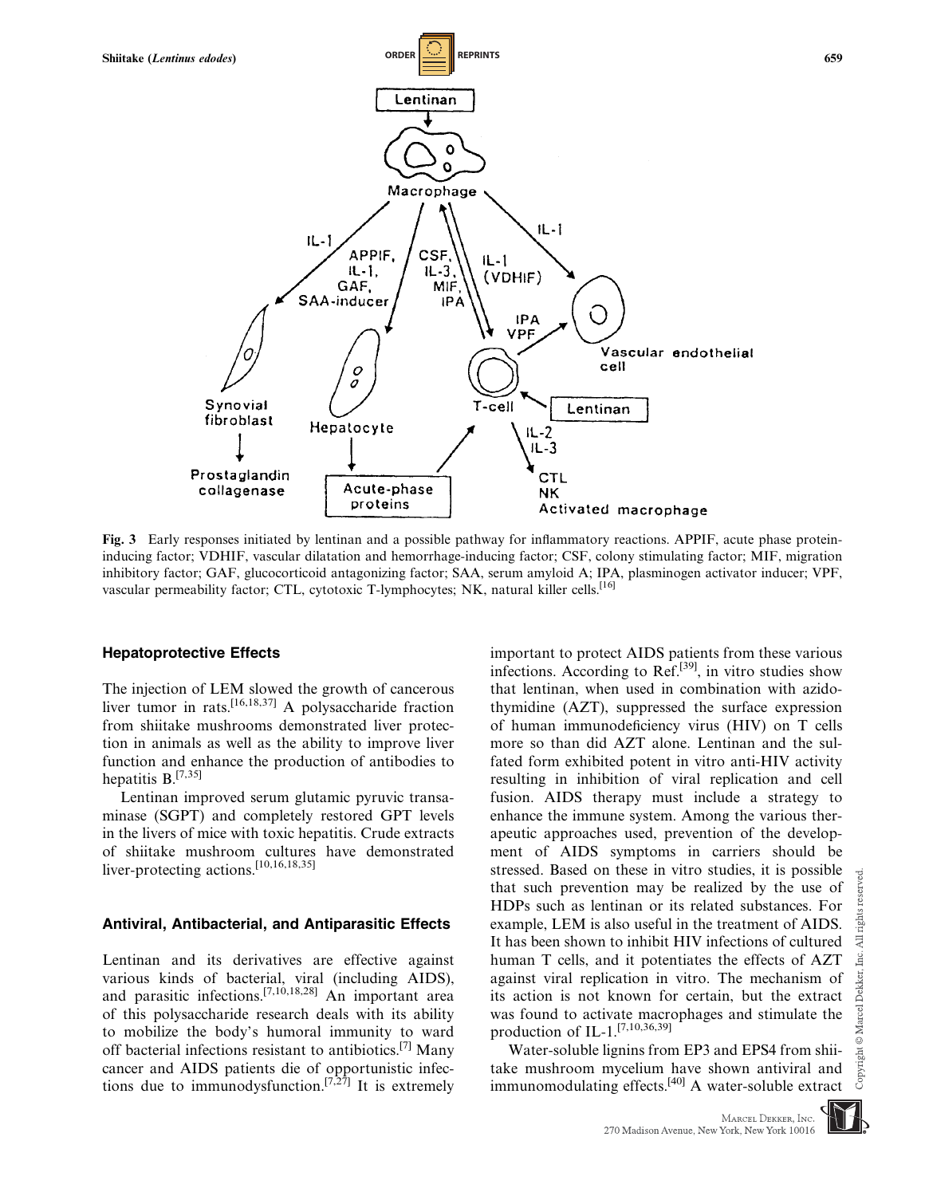Fig. 3 Early responses initiated by lentinan and a possible pathway for inflammatory reactions. APPIF, acute phase protein-inducing factor; VDHIF, vascular dilatation and hemorrhage-inducing factor; CSF, colony stimulating factor; MIF, migration inhibitory factor; GAF, glucocorticoid antagonizing factor; SAA, serum amyloid A; IPA, plasminogen activator inducer; VPF, vascular permeability factor; CTL, cytotoxic T-lymphocytes; NK, natural killer cells.[16]

### Hepatoprotective Effects

The injection of LEM slowed the growth of cancerous liver tumor in rats.[16,18,37] A polysaccharide fraction from shiitake mushrooms demonstrated liver protection in animals as well as the ability to improve liver function and enhance the production of antibodies to hepatitis B.[7,35]

Lentinan improved serum glutamic pyruvic transaminase (SGPT) and completely restored GPT levels in the livers of mice with toxic hepatitis. Crude extracts of shiitake mushroom cultures have demonstrated liver-protecting actions.[10,16,18,35]

### Antiviral, Antibacterial, and Antiparasitic Effects

Lentinan and its derivatives are effective against various kinds of bacterial, viral (including AIDS), and parasitic infections.[7,10,18,28] An important area of this polysaccharide research deals with its ability to mobilize the body's humoral immunity to ward off bacterial infections resistant to antibiotics.[7] Many cancer and AIDS patients die of opportunistic infections due to immunodysfunction.[7,27] It is extremely important to protect AIDS patients from these various infections. According to Ref.[39], in vitro studies show that lentinan, when used in combination with azidothymidine (AZT), suppressed the surface expression of human immunodeficiency virus (HIV) on T cells more so than did AZT alone. Lentinan and the sulfated form exhibited potent in vitro anti-HIV activity resulting in inhibition of viral replication and cell fusion. AIDS therapy must include a strategy to enhance the immune system. Among the various therapeutic approaches used, prevention of the development of AIDS symptoms in carriers should be stressed. Based on these in vitro studies, it is possible that such prevention may be realized by the use of HDPs such as lentinan or its related substances. For example, LEM is also useful in the treatment of AIDS. It has been shown to inhibit HIV infections of cultured human T cells, and it potentiates the effects of AZT against viral replication in vitro. The mechanism of its action is not known for certain, but the extract was found to activate macrophages and stimulate the production of IL-1.[7,10,36,39]

Water-soluble lignins from EP3 and EPS4 from shiitake mushroom mycelium have shown antiviral and immunomodulating effects.[40] A water-soluble extract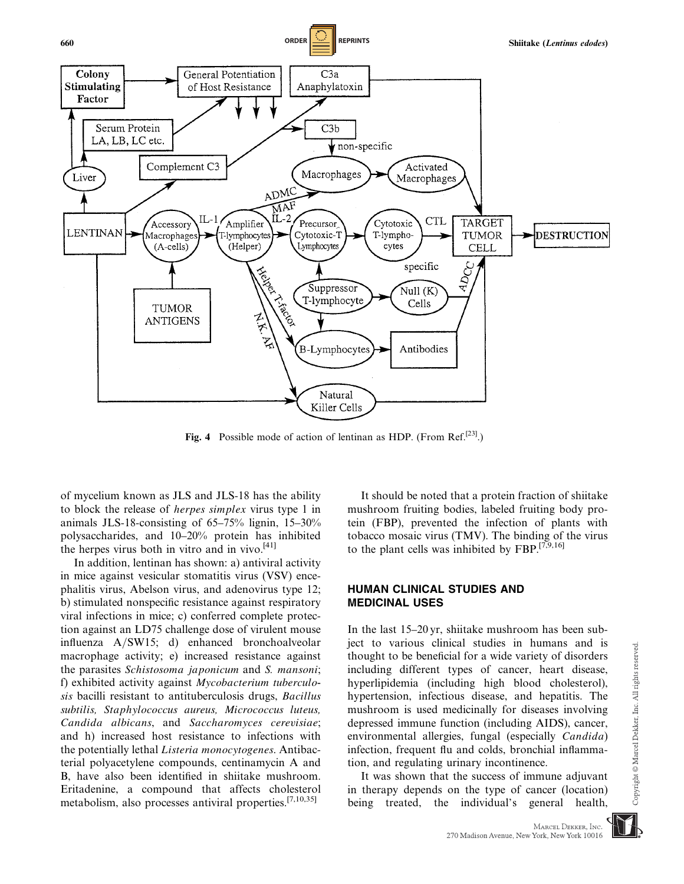Fig. 4 Possible mode of action of lentinan as HDP. (From Ref.[23].)

of mycelium known as JLS and JLS-18 has the ability to block the release of *herpes simplex* virus type 1 in animals JLS-18-consisting of 65–75% lignin, 15–30% polysaccharides, and 10–20% protein has inhibited the herpes virus both in vitro and in vivo.[41]

In addition, lentinan has shown: a) antiviral activity in mice against vesicular stomatitis virus (VSV) encephalitis virus, Abelson virus, and adenovirus type 12; b) stimulated nonspecific resistance against respiratory viral infections in mice; c) conferred complete protection against an LD75 challenge dose of virulent mouse influenza A/SW15; d) enhanced bronchoalveolar macrophage activity; e) increased resistance against the parasites *Schistosoma japonicum* and *S. mansoni*; f) exhibited activity against *Mycobacterium tuberculosis* bacilli resistant to antituberculosis drugs, *Bacillus subtilis, Staphylococcus aureus, Micrococcus luteus, Candida albicans*, and *Saccharomyces cerevisiae*; and h) increased host resistance to infections with the potentially lethal *Listeria monocytogenes*. Antibacterial polyacetylene compounds, centinamycin A and B, have also been identified in shiitake mushroom. Eritadenine, a compound that affects cholesterol metabolism, also processes antiviral properties.[7,10,35]

It should be noted that a protein fraction of shiitake mushroom fruiting bodies, labeled fruiting body protein (FBP), prevented the infection of plants with tobacco mosaic virus (TMV). The binding of the virus to the plant cells was inhibited by FBP.[7,9,16]

## HUMAN CLINICAL STUDIES AND MEDICINAL USES

In the last 15–20 yr, shiitake mushroom has been subject to various clinical studies in humans and is thought to be beneficial for a wide variety of disorders including different types of cancer, heart disease, hyperlipidemia (including high blood cholesterol), hypertension, infectious disease, and hepatitis. The mushroom is used medicinally for diseases involving depressed immune function (including AIDS), cancer, environmental allergies, fungal (especially *Candida*) infection, frequent flu and colds, bronchial inflammation, and regulating urinary incontinence.

It was shown that the success of immune adjuvant in therapy depends on the type of cancer (location) being treated, the individual's general health,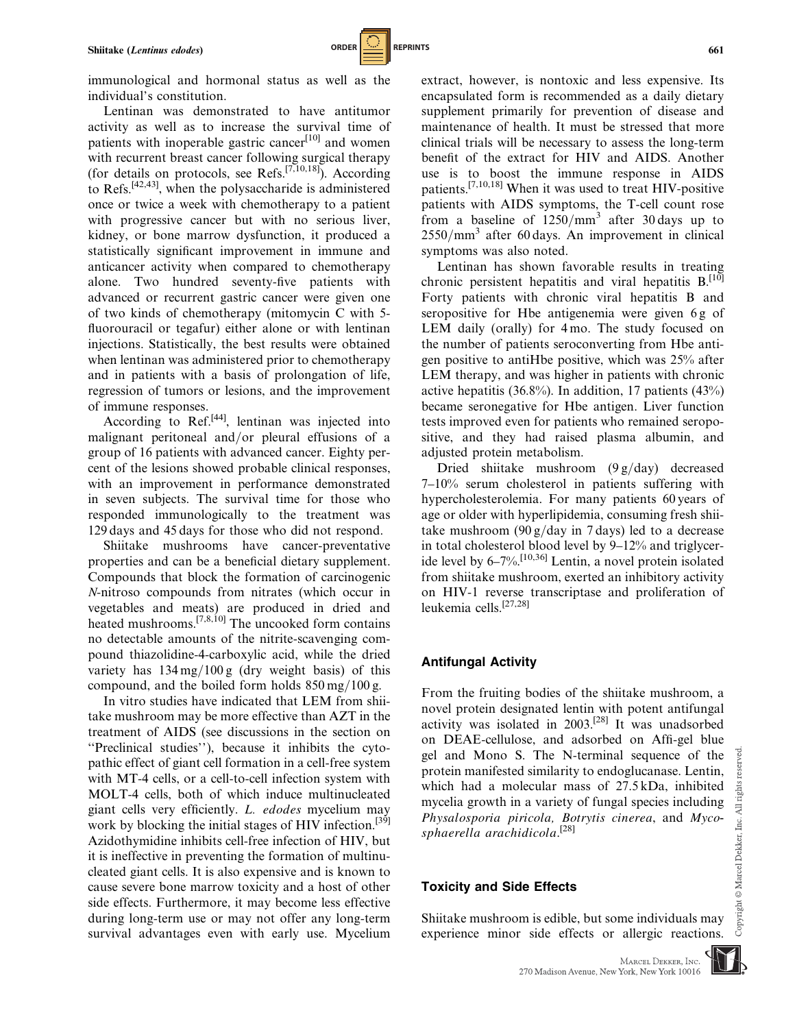immunological and hormonal status as well as the individual's constitution.

Lentinan was demonstrated to have antitumor activity as well as to increase the survival time of patients with inoperable gastric cancer[10] and women with recurrent breast cancer following surgical therapy (for details on protocols, see Refs.[7,10,18]). According to Refs.[42,43], when the polysaccharide is administered once or twice a week with chemotherapy to a patient with progressive cancer but with no serious liver, kidney, or bone marrow dysfunction, it produced a statistically significant improvement in immune and anticancer activity when compared to chemotherapy alone. Two hundred seventy-five patients with advanced or recurrent gastric cancer were given one of two kinds of chemotherapy (mitomycin C with 5-fluorouracil or tegafur) either alone or with lentinan injections. Statistically, the best results were obtained when lentinan was administered prior to chemotherapy and in patients with a basis of prolongation of life, regression of tumors or lesions, and the improvement of immune responses.

According to Ref.[44], lentinan was injected into malignant peritoneal and/or pleural effusions of a group of 16 patients with advanced cancer. Eighty percent of the lesions showed probable clinical responses, with an improvement in performance demonstrated in seven subjects. The survival time for those who responded immunologically to the treatment was 129 days and 45 days for those who did not respond.

Shiitake mushrooms have cancer-preventative properties and can be a beneficial dietary supplement. Compounds that block the formation of carcinogenic *N*-nitroso compounds from nitrates (which occur in vegetables and meats) are produced in dried and heated mushrooms.[7,8,10] The uncooked form contains no detectable amounts of the nitrite-scavenging compound thiazolidine-4-carboxylic acid, while the dried variety has 134 mg/100 g (dry weight basis) of this compound, and the boiled form holds 850 mg/100 g.

In vitro studies have indicated that LEM from shiitake mushroom may be more effective than AZT in the treatment of AIDS (see discussions in the section on "Preclinical studies"), because it inhibits the cytopathic effect of giant cell formation in a cell-free system with MT-4 cells, or a cell-to-cell infection system with MOLT-4 cells, both of which induce multinucleated giant cells very efficiently. *L. edodes* mycelium may work by blocking the initial stages of HIV infection.[39] Azidothymidine inhibits cell-free infection of HIV, but it is ineffective in preventing the formation of multinucleated giant cells. It is also expensive and is known to cause severe bone marrow toxicity and a host of other side effects. Furthermore, it may become less effective during long-term use or may not offer any long-term survival advantages even with early use. Mycelium extract, however, is nontoxic and less expensive. Its encapsulated form is recommended as a daily dietary supplement primarily for prevention of disease and maintenance of health. It must be stressed that more clinical trials will be necessary to assess the long-term benefit of the extract for HIV and AIDS. Another use is to boost the immune response in AIDS patients.[7,10,18] When it was used to treat HIV-positive patients with AIDS symptoms, the T-cell count rose from a baseline of $1250/\text{mm}^3$ after 30 days up to $2550/\text{mm}^3$ after 60 days. An improvement in clinical symptoms was also noted.

Lentinan has shown favorable results in treating chronic persistent hepatitis and viral hepatitis B.[10] Forty patients with chronic viral hepatitis B and seropositive for Hbe antigenemia were given 6 g of LEM daily (orally) for 4 mo. The study focused on the number of patients seroconverting from Hbe antigen positive to antiHbe positive, which was 25% after LEM therapy, and was higher in patients with chronic active hepatitis (36.8%). In addition, 17 patients (43%) became seronegative for Hbe antigen. Liver function tests improved even for patients who remained seropositive, and they had raised plasma albumin, and adjusted protein metabolism.

Dried shiitake mushroom (9 g/day) decreased 7–10% serum cholesterol in patients suffering with hypercholesterolemia. For many patients 60 years of age or older with hyperlipidemia, consuming fresh shiitake mushroom (90 g/day in 7 days) led to a decrease in total cholesterol blood level by 9–12% and triglyceride level by 6–7%.[10,36] Lentin, a novel protein isolated from shiitake mushroom, exerted an inhibitory activity on HIV-1 reverse transcriptase and proliferation of leukemia cells.[27,28]

## Antifungal Activity

From the fruiting bodies of the shiitake mushroom, a novel protein designated lentin with potent antifungal activity was isolated in 2003.[28] It was unadsorbed on DEAE-cellulose, and adsorbed on Affi-gel blue gel and Mono S. The N-terminal sequence of the protein manifested similarity to endoglucanase. Lentin, which had a molecular mass of 27.5 kDa, inhibited mycelia growth in a variety of fungal species including *Physalosporia piricola*, *Botrytis cinerea*, and *Mycosphaerella arachidicola*.[28]

## Toxicity and Side Effects

Shiitake mushroom is edible, but some individuals may experience minor side effects or allergic reactions.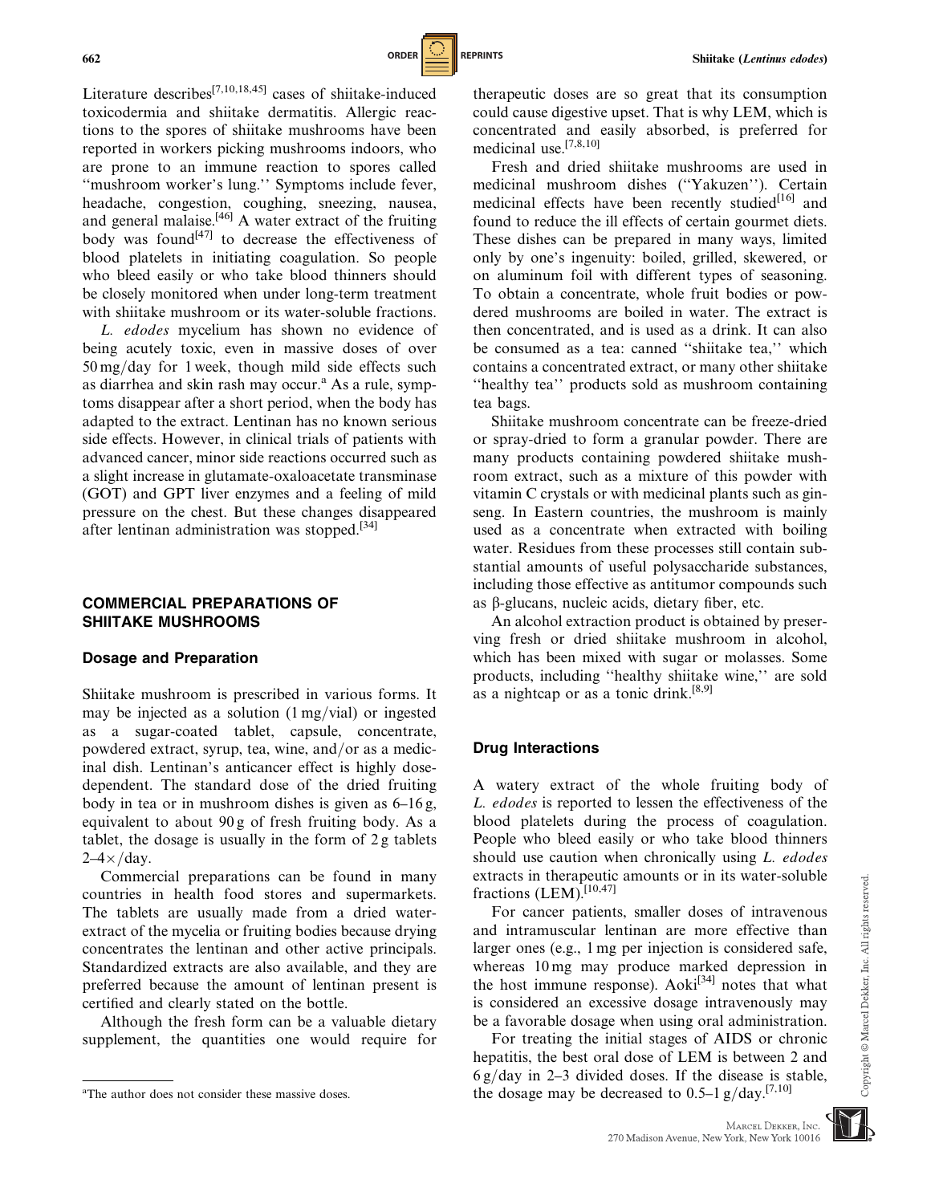Literature describes[7,10,18,45] cases of shiitake-induced toxicodermia and shiitake dermatitis. Allergic reactions to the spores of shiitake mushrooms have been reported in workers picking mushrooms indoors, who are prone to an immune reaction to spores called ''mushroom worker's lung.'' Symptoms include fever, headache, congestion, coughing, sneezing, nausea, and general malaise.[46] A water extract of the fruiting body was found[47] to decrease the effectiveness of blood platelets in initiating coagulation. So people who bleed easily or who take blood thinners should be closely monitored when under long-term treatment with shiitake mushroom or its water-soluble fractions.

*L. edodes* mycelium has shown no evidence of being acutely toxic, even in massive doses of over 50 mg/day for 1 week, though mild side effects such as diarrhea and skin rash may occur.[a] As a rule, symptoms disappear after a short period, when the body has adapted to the extract. Lentinan has no known serious side effects. However, in clinical trials of patients with advanced cancer, minor side reactions occurred such as a slight increase in glutamate-oxaloacetate transminase (GOT) and GPT liver enzymes and a feeling of mild pressure on the chest. But these changes disappeared after lentinan administration was stopped.[34]

## COMMERCIAL PREPARATIONS OF SHIITAKE MUSHROOMS

### Dosage and Preparation

Shiitake mushroom is prescribed in various forms. It may be injected as a solution (1 mg/vial) or ingested as a sugar-coated tablet, capsule, concentrate, powdered extract, syrup, tea, wine, and/or as a medicinal dish. Lentinan's anticancer effect is highly dose-dependent. The standard dose of the dried fruiting body in tea or in mushroom dishes is given as 6–16 g, equivalent to about 90 g of fresh fruiting body. As a tablet, the dosage is usually in the form of 2 g tablets 2–4×/day.

Commercial preparations can be found in many countries in health food stores and supermarkets. The tablets are usually made from a dried water-extract of the mycelia or fruiting bodies because drying concentrates the lentinan and other active principals. Standardized extracts are also available, and they are preferred because the amount of lentinan present is certified and clearly stated on the bottle.

Although the fresh form can be a valuable dietary supplement, the quantities one would require for therapeutic doses are so great that its consumption could cause digestive upset. That is why LEM, which is concentrated and easily absorbed, is preferred for medicinal use.[7,8,10]

Fresh and dried shiitake mushrooms are used in medicinal mushroom dishes (''Yakuzen''). Certain medicinal effects have been recently studied[16] and found to reduce the ill effects of certain gourmet diets. These dishes can be prepared in many ways, limited only by one's ingenuity: boiled, grilled, skewered, or on aluminum foil with different types of seasoning. To obtain a concentrate, whole fruit bodies or powdered mushrooms are boiled in water. The extract is then concentrated, and is used as a drink. It can also be consumed as a tea: canned ''shiitake tea,'' which contains a concentrated extract, or many other shiitake ''healthy tea'' products sold as mushroom containing tea bags.

Shiitake mushroom concentrate can be freeze-dried or spray-dried to form a granular powder. There are many products containing powdered shiitake mushroom extract, such as a mixture of this powder with vitamin C crystals or with medicinal plants such as ginseng. In Eastern countries, the mushroom is mainly used as a concentrate when extracted with boiling water. Residues from these processes still contain substantial amounts of useful polysaccharide substances, including those effective as antitumor compounds such as β-glucans, nucleic acids, dietary fiber, etc.

An alcohol extraction product is obtained by preserving fresh or dried shiitake mushroom in alcohol, which has been mixed with sugar or molasses. Some products, including ''healthy shiitake wine,'' are sold as a nightcap or as a tonic drink.[8,9]

### Drug Interactions

A watery extract of the whole fruiting body of *L. edodes* is reported to lessen the effectiveness of the blood platelets during the process of coagulation. People who bleed easily or who take blood thinners should use caution when chronically using *L. edodes* extracts in therapeutic amounts or in its water-soluble fractions (LEM).[10,47]

For cancer patients, smaller doses of intravenous and intramuscular lentinan are more effective than larger ones (e.g., 1 mg per injection is considered safe, whereas 10 mg may produce marked depression in the host immune response). Aoki[34] notes that what is considered an excessive dosage intravenously may be a favorable dosage when using oral administration.

For treating the initial stages of AIDS or chronic hepatitis, the best oral dose of LEM is between 2 and 6 g/day in 2–3 divided doses. If the disease is stable, the dosage may be decreased to 0.5–1 g/day.[7,10]

[a]The author does not consider these massive doses.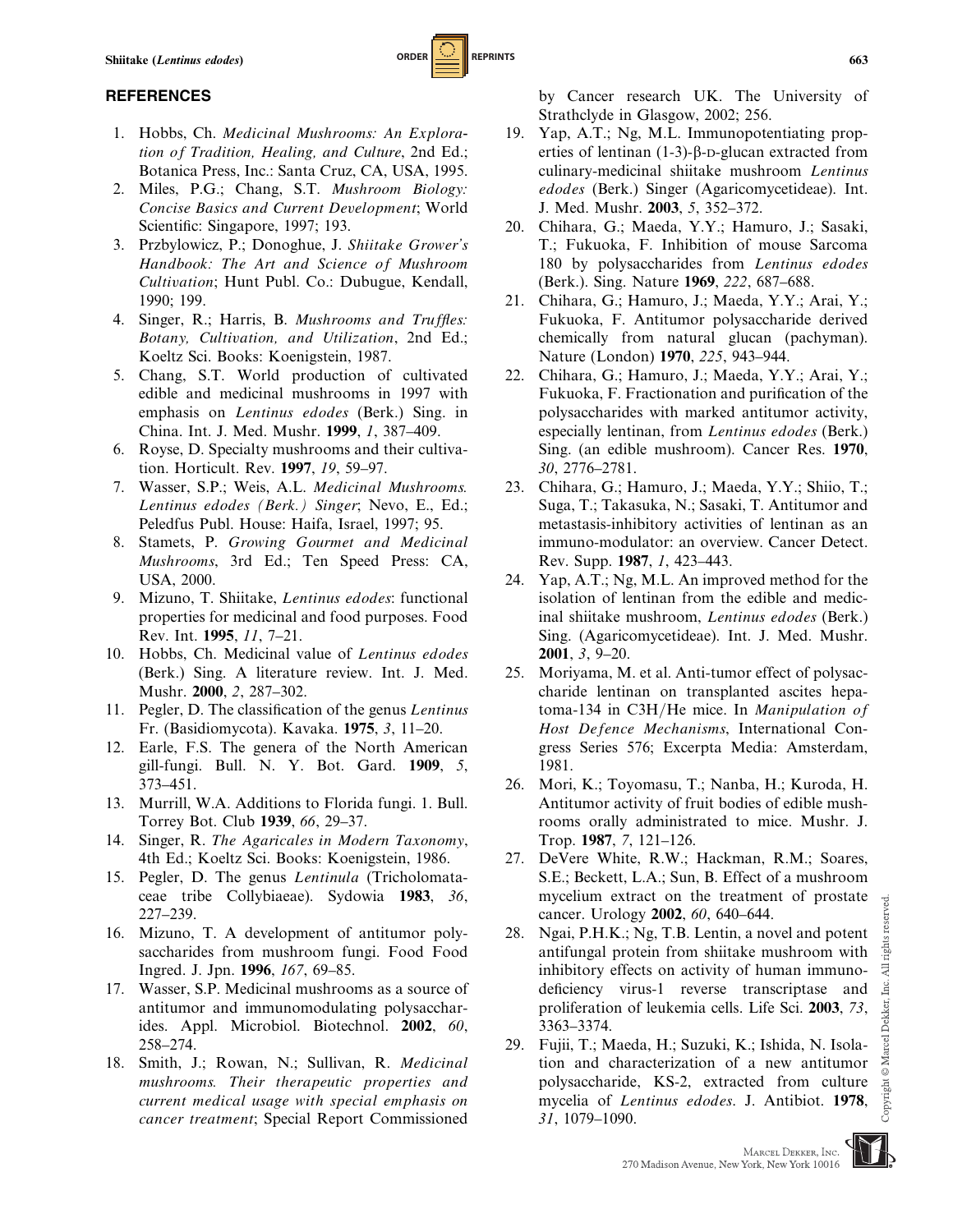## REFERENCES

1. Hobbs, Ch. *Medicinal Mushrooms: An Exploration of Tradition, Healing, and Culture*, 2nd Ed.; Botanica Press, Inc.: Santa Cruz, CA, USA, 1995.
2. Miles, P.G.; Chang, S.T. *Mushroom Biology: Concise Basics and Current Development*; World Scientific: Singapore, 1997; 193.
3. Przbylowicz, P.; Donoghue, J. *Shiitake Grower's Handbook: The Art and Science of Mushroom Cultivation*; Hunt Publ. Co.: Dubugue, Kendall, 1990; 199.
4. Singer, R.; Harris, B. *Mushrooms and Truffles: Botany, Cultivation, and Utilization*, 2nd Ed.; Koeltz Sci. Books: Koenigstein, 1987.
5. Chang, S.T. World production of cultivated edible and medicinal mushrooms in 1997 with emphasis on *Lentinus edodes* (Berk.) Sing. in China. Int. J. Med. Mushr. **1999**, *1*, 387–409.
6. Royse, D. Specialty mushrooms and their cultivation. Horticult. Rev. **1997**, *19*, 59–97.
7. Wasser, S.P.; Weis, A.L. *Medicinal Mushrooms. Lentinus edodes (Berk.) Singer*; Nevo, E., Ed.; Peledfus Publ. House: Haifa, Israel, 1997; 95.
8. Stamets, P. *Growing Gourmet and Medicinal Mushrooms*, 3rd Ed.; Ten Speed Press: CA, USA, 2000.
9. Mizuno, T. Shiitake, *Lentinus edodes*: functional properties for medicinal and food purposes. Food Rev. Int. **1995**, *11*, 7–21.
10. Hobbs, Ch. Medicinal value of *Lentinus edodes* (Berk.) Sing. A literature review. Int. J. Med. Mushr. **2000**, *2*, 287–302.
11. Pegler, D. The classification of the genus *Lentinus* Fr. (Basidiomycota). Kavaka. **1975**, *3*, 11–20.
12. Earle, F.S. The genera of the North American gill-fungi. Bull. N. Y. Bot. Gard. **1909**, *5*, 373–451.
13. Murrill, W.A. Additions to Florida fungi. 1. Bull. Torrey Bot. Club **1939**, *66*, 29–37.
14. Singer, R. *The Agaricales in Modern Taxonomy*, 4th Ed.; Koeltz Sci. Books: Koenigstein, 1986.
15. Pegler, D. The genus *Lentinula* (Tricholomataceae tribe Collybiaeae). Sydowia **1983**, *36*, 227–239.
16. Mizuno, T. A development of antitumor polysaccharides from mushroom fungi. Food Food Ingred. J. Jpn. **1996**, *167*, 69–85.
17. Wasser, S.P. Medicinal mushrooms as a source of antitumor and immunomodulating polysaccharides. Appl. Microbiol. Biotechnol. **2002**, *60*, 258–274.
18. Smith, J.; Rowan, N.; Sullivan, R. *Medicinal mushrooms. Their therapeutic properties and current medical usage with special emphasis on cancer treatment*; Special Report Commissioned by Cancer research UK. The University of Strathclyde in Glasgow, 2002; 256.
19. Yap, A.T.; Ng, M.L. Immunopotentiating properties of lentinan (1-3)-β-D-glucan extracted from culinary-medicinal shiitake mushroom *Lentinus edodes* (Berk.) Singer (Agaricomycetideae). Int. J. Med. Mushr. **2003**, *5*, 352–372.
20. Chihara, G.; Maeda, Y.Y.; Hamuro, J.; Sasaki, T.; Fukuoka, F. Inhibition of mouse Sarcoma 180 by polysaccharides from *Lentinus edodes* (Berk.). Sing. Nature **1969**, *222*, 687–688.
21. Chihara, G.; Hamuro, J.; Maeda, Y.Y.; Arai, Y.; Fukuoka, F. Antitumor polysaccharide derived chemically from natural glucan (pachyman). Nature (London) **1970**, *225*, 943–944.
22. Chihara, G.; Hamuro, J.; Maeda, Y.Y.; Arai, Y.; Fukuoka, F. Fractionation and purification of the polysaccharides with marked antitumor activity, especially lentinan, from *Lentinus edodes* (Berk.) Sing. (an edible mushroom). Cancer Res. **1970**, *30*, 2776–2781.
23. Chihara, G.; Hamuro, J.; Maeda, Y.Y.; Shiio, T.; Suga, T.; Takasuka, N.; Sasaki, T. Antitumor and metastasis-inhibitory activities of lentinan as an immuno-modulator: an overview. Cancer Detect. Rev. Supp. **1987**, *1*, 423–443.
24. Yap, A.T.; Ng, M.L. An improved method for the isolation of lentinan from the edible and medicinal shiitake mushroom, *Lentinus edodes* (Berk.) Sing. (Agaricomycetideae). Int. J. Med. Mushr. **2001**, *3*, 9–20.
25. Moriyama, M. et al. Anti-tumor effect of polysaccharide lentinan on transplanted ascites hepatoma-134 in C3H/He mice. In *Manipulation of Host Defence Mechanisms*, International Congress Series 576; Excerpta Media: Amsterdam, 1981.
26. Mori, K.; Toyomasu, T.; Nanba, H.; Kuroda, H. Antitumor activity of fruit bodies of edible mushrooms orally administrated to mice. Mushr. J. Trop. **1987**, *7*, 121–126.
27. DeVere White, R.W.; Hackman, R.M.; Soares, S.E.; Beckett, L.A.; Sun, B. Effect of a mushroom mycelium extract on the treatment of prostate cancer. Urology **2002**, *60*, 640–644.
28. Ngai, P.H.K.; Ng, T.B. Lentin, a novel and potent antifungal protein from shiitake mushroom with inhibitory effects on activity of human immunodeficiency virus-1 reverse transcriptase and proliferation of leukemia cells. Life Sci. **2003**, *73*, 3363–3374.
29. Fujii, T.; Maeda, H.; Suzuki, K.; Ishida, N. Isolation and characterization of a new antitumor polysaccharide, KS-2, extracted from culture mycelia of *Lentinus edodes*. J. Antibiot. **1978**, *31*, 1079–1090.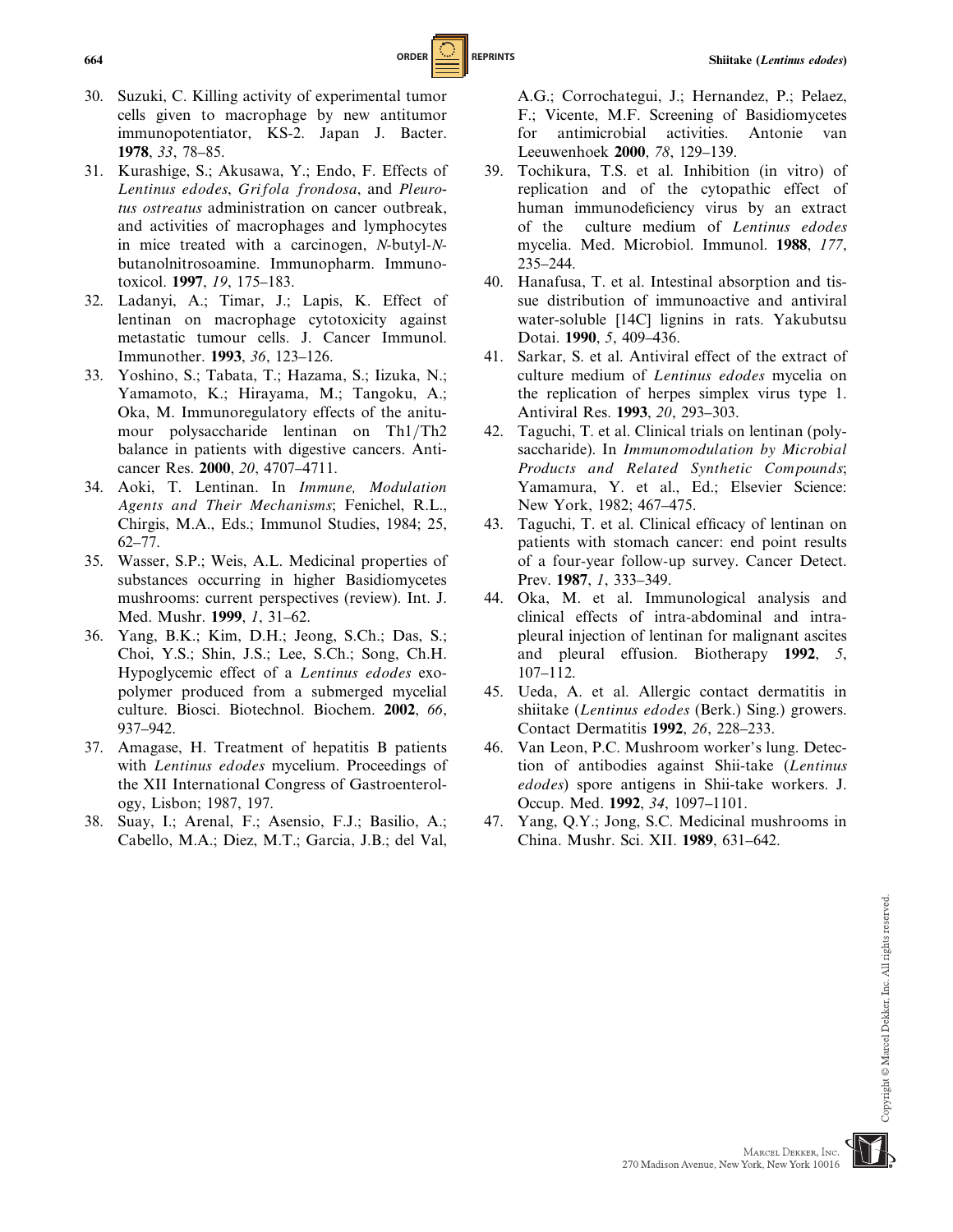30. Suzuki, C. Killing activity of experimental tumor cells given to macrophage by new antitumor immunopotentiator, KS-2. Japan J. Bacter. **1978**, *33*, 78–85.
31. Kurashige, S.; Akusawa, Y.; Endo, F. Effects of *Lentinus edodes*, *Grifola frondosa*, and *Pleurotus ostreatus* administration on cancer outbreak, and activities of macrophages and lymphocytes in mice treated with a carcinogen, *N*-butyl-*N*-butanolnitrosoamine. Immunopharm. Immunotoxicol. **1997**, *19*, 175–183.
32. Ladanyi, A.; Timar, J.; Lapis, K. Effect of lentinan on macrophage cytotoxicity against metastatic tumour cells. J. Cancer Immunol. Immunother. **1993**, *36*, 123–126.
33. Yoshino, S.; Tabata, T.; Hazama, S.; Iizuka, N.; Yamamoto, K.; Hirayama, M.; Tangoku, A.; Oka, M. Immunoregulatory effects of the anitumour polysaccharide lentinan on Th1/Th2 balance in patients with digestive cancers. Anticancer Res. **2000**, *20*, 4707–4711.
34. Aoki, T. Lentinan. In *Immune, Modulation Agents and Their Mechanisms*; Fenichel, R.L., Chirgis, M.A., Eds.; Immunol Studies, 1984; 25, 62–77.
35. Wasser, S.P.; Weis, A.L. Medicinal properties of substances occurring in higher Basidiomycetes mushrooms: current perspectives (review). Int. J. Med. Mushr. **1999**, *1*, 31–62.
36. Yang, B.K.; Kim, D.H.; Jeong, S.Ch.; Das, S.; Choi, Y.S.; Shin, J.S.; Lee, S.Ch.; Song, Ch.H. Hypoglycemic effect of a *Lentinus edodes* exopolymer produced from a submerged mycelial culture. Biosci. Biotechnol. Biochem. **2002**, *66*, 937–942.
37. Amagase, H. Treatment of hepatitis B patients with *Lentinus edodes* mycelium. Proceedings of the XII International Congress of Gastroenterology, Lisbon; 1987, 197.
38. Suay, I.; Arenal, F.; Asensio, F.J.; Basilio, A.; Cabello, M.A.; Diez, M.T.; Garcia, J.B.; del Val, A.G.; Corrochategui, J.; Hernandez, P.; Pelaez, F.; Vicente, M.F. Screening of Basidiomycetes for antimicrobial activities. Antonie van Leeuwenhoek **2000**, *78*, 129–139.
39. Tochikura, T.S. et al. Inhibition (in vitro) of replication and of the cytopathic effect of human immunodeficiency virus by an extract of the culture medium of *Lentinus edodes* mycelia. Med. Microbiol. Immunol. **1988**, *177*, 235–244.
40. Hanafusa, T. et al. Intestinal absorption and tissue distribution of immunoactive and antiviral water-soluble [14C] lignins in rats. Yakubutsu Dotai. **1990**, *5*, 409–436.
41. Sarkar, S. et al. Antiviral effect of the extract of culture medium of *Lentinus edodes* mycelia on the replication of herpes simplex virus type 1. Antiviral Res. **1993**, *20*, 293–303.
42. Taguchi, T. et al. Clinical trials on lentinan (polysaccharide). In *Immunomodulation by Microbial Products and Related Synthetic Compounds*; Yamamura, Y. et al., Ed.; Elsevier Science: New York, 1982; 467–475.
43. Taguchi, T. et al. Clinical efficacy of lentinan on patients with stomach cancer: end point results of a four-year follow-up survey. Cancer Detect. Prev. **1987**, *1*, 333–349.
44. Oka, M. et al. Immunological analysis and clinical effects of intra-abdominal and intrapleural injection of lentinan for malignant ascites and pleural effusion. Biotherapy **1992**, *5*, 107–112.
45. Ueda, A. et al. Allergic contact dermatitis in shiitake (*Lentinus edodes* (Berk.) Sing.) growers. Contact Dermatitis **1992**, *26*, 228–233.
46. Van Leon, P.C. Mushroom worker's lung. Detection of antibodies against Shii-take (*Lentinus edodes*) spore antigens in Shii-take workers. J. Occup. Med. **1992**, *34*, 1097–1101.
47. Yang, Q.Y.; Jong, S.C. Medicinal mushrooms in China. Mushr. Sci. XII. **1989**, 631–642.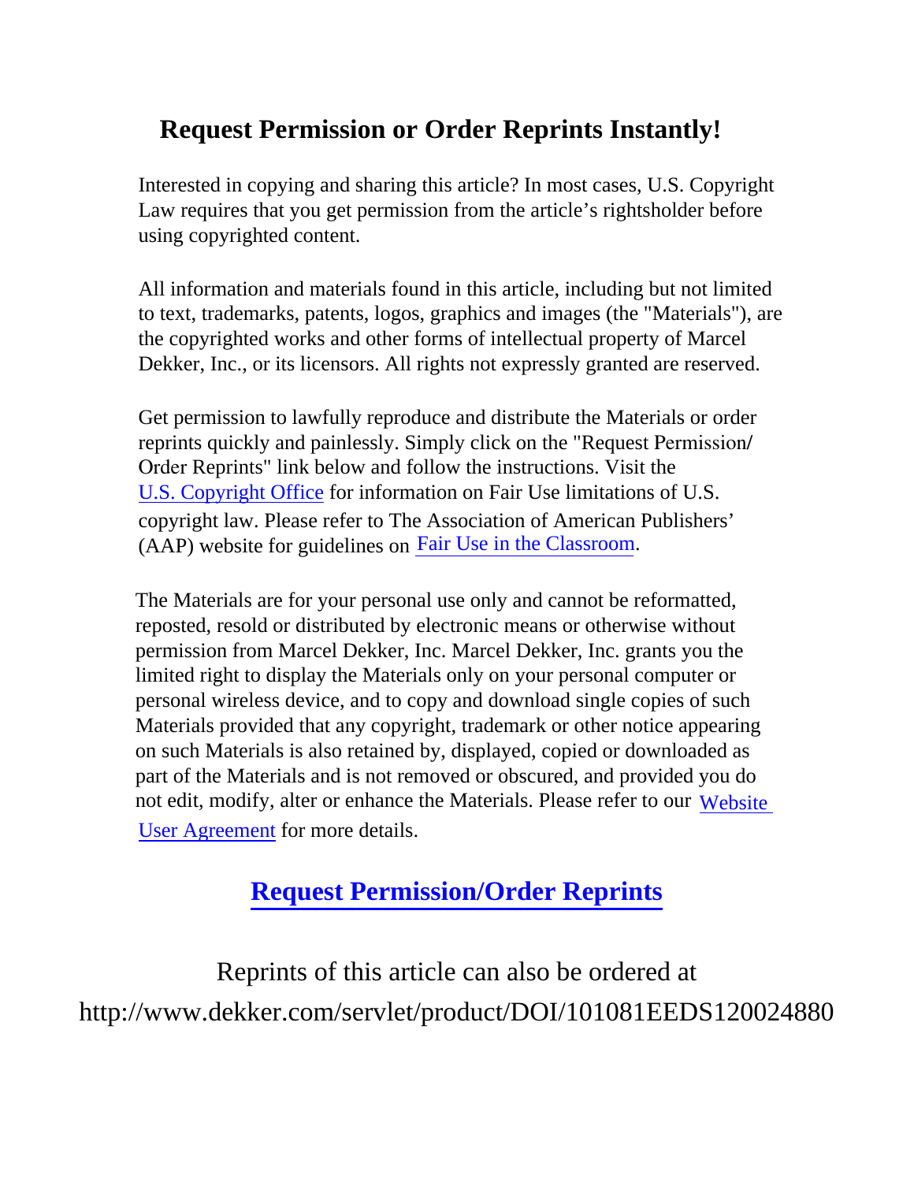# Request Permission or Order Reprints Instantly!

Interested in copying and sharing this article? In most cases, U.S. Copyright Law requires that you get permission from the article's rightsholder before using copyrighted content.

All information and materials found in this article, including but not limited to text, trademarks, patents, logos, graphics and images (the "Materials"), are the copyrighted works and other forms of intellectual property of Marcel Dekker, Inc., or its licensors. All rights not expressly granted are reserved.

Get permission to lawfully reproduce and distribute the Materials or order reprints quickly and painlessly. Simply click on the "Request Permission/ Order Reprints" link below and follow the instructions. Visit the U.S. Copyright Office for information on Fair Use limitations of U.S. copyright law. Please refer to The Association of American Publishers' (AAP) website for guidelines on Fair Use in the Classroom.

The Materials are for your personal use only and cannot be reformatted, reposted, resold or distributed by electronic means or otherwise without permission from Marcel Dekker, Inc. Marcel Dekker, Inc. grants you the limited right to display the Materials only on your personal computer or personal wireless device, and to copy and download single copies of such Materials provided that any copyright, trademark or other notice appearing on such Materials is also retained by, displayed, copied or downloaded as part of the Materials and is not removed or obscured, and provided you do not edit, modify, alter or enhance the Materials. Please refer to our Website User Agreement for more details.

**Request Permission/Order Reprints**

Reprints of this article can also be ordered at
http://www.dekker.com/servlet/product/DOI/101081EEDS120024880